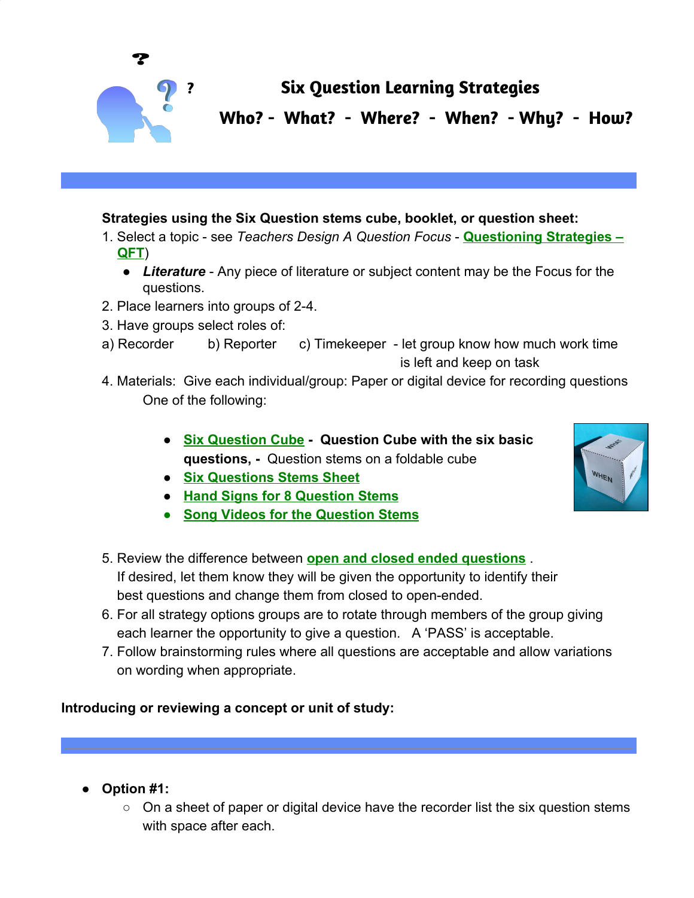# Six Question Learning Strategies

## Who? - What? - Where? - When? - Why? - How?

**Strategies using the Six Question stems cube, booklet, or question sheet:**

1. Select a topic - see *Teachers Design A Question Focus* - **Questioning Strategies – QFT**)
   - ***Literature*** - Any piece of literature or subject content may be the Focus for the questions.
2. Place learners into groups of 2-4.
3. Have groups select roles of:

   a) Recorder   b) Reporter   c) Timekeeper - let group know how much work time is left and keep on task

4. Materials: Give each individual/group: Paper or digital device for recording questions
   One of the following:
   - **Six Question Cube** - **Question Cube with the six basic questions,** - Question stems on a foldable cube
   - **Six Questions Stems Sheet**
   - **Hand Signs for 8 Question Stems**
   - **Song Videos for the Question Stems**
5. Review the difference between **open and closed ended questions** .
   If desired, let them know they will be given the opportunity to identify their best questions and change them from closed to open-ended.
6. For all strategy options groups are to rotate through members of the group giving each learner the opportunity to give a question. A 'PASS' is acceptable.
7. Follow brainstorming rules where all questions are acceptable and allow variations on wording when appropriate.

**Introducing or reviewing a concept or unit of study:**

- **Option #1:**
  - On a sheet of paper or digital device have the recorder list the six question stems with space after each.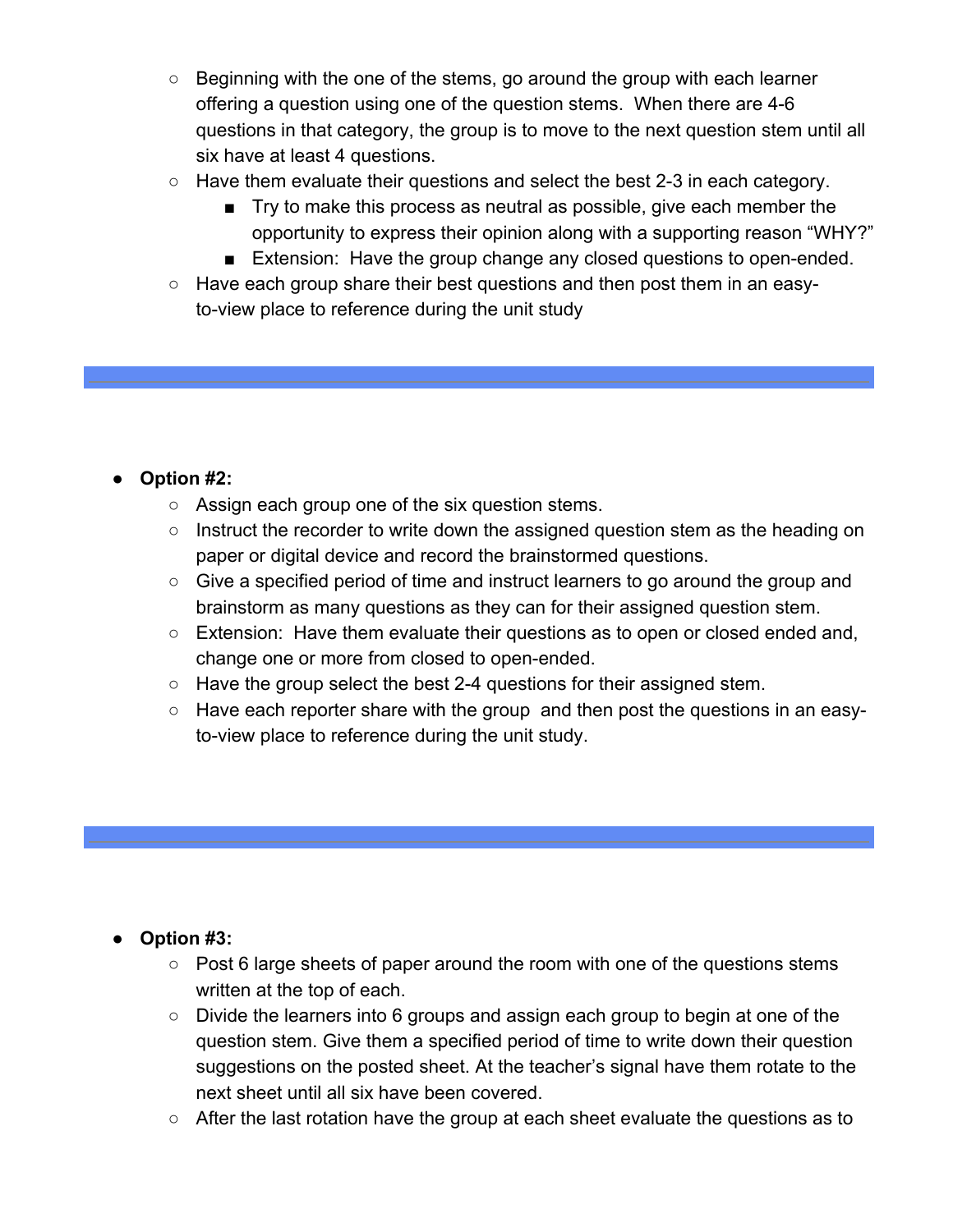- Beginning with the one of the stems, go around the group with each learner offering a question using one of the question stems. When there are 4-6 questions in that category, the group is to move to the next question stem until all six have at least 4 questions.
- Have them evaluate their questions and select the best 2-3 in each category.
  - Try to make this process as neutral as possible, give each member the opportunity to express their opinion along with a supporting reason "WHY?"
  - Extension: Have the group change any closed questions to open-ended.
- Have each group share their best questions and then post them in an easy-to-view place to reference during the unit study

---

- **Option #2:**
  - Assign each group one of the six question stems.
  - Instruct the recorder to write down the assigned question stem as the heading on paper or digital device and record the brainstormed questions.
  - Give a specified period of time and instruct learners to go around the group and brainstorm as many questions as they can for their assigned question stem.
  - Extension: Have them evaluate their questions as to open or closed ended and, change one or more from closed to open-ended.
  - Have the group select the best 2-4 questions for their assigned stem.
  - Have each reporter share with the group and then post the questions in an easy-to-view place to reference during the unit study.

---

- **Option #3:**
  - Post 6 large sheets of paper around the room with one of the questions stems written at the top of each.
  - Divide the learners into 6 groups and assign each group to begin at one of the question stem. Give them a specified period of time to write down their question suggestions on the posted sheet. At the teacher's signal have them rotate to the next sheet until all six have been covered.
  - After the last rotation have the group at each sheet evaluate the questions as to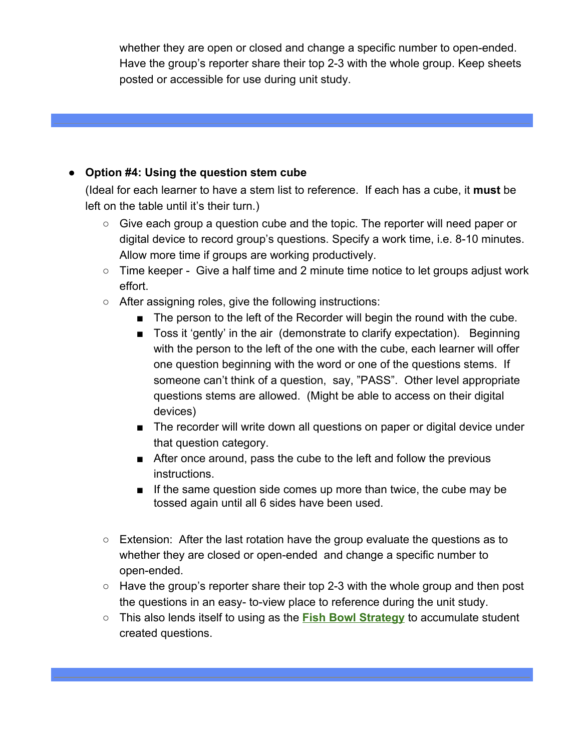whether they are open or closed and change a specific number to open-ended. Have the group's reporter share their top 2-3 with the whole group. Keep sheets posted or accessible for use during unit study.

---

- **Option #4: Using the question stem cube**
  (Ideal for each learner to have a stem list to reference. If each has a cube, it **must** be left on the table until it's their turn.)
  - Give each group a question cube and the topic. The reporter will need paper or digital device to record group's questions. Specify a work time, i.e. 8-10 minutes. Allow more time if groups are working productively.
  - Time keeper - Give a half time and 2 minute time notice to let groups adjust work effort.
  - After assigning roles, give the following instructions:
    - The person to the left of the Recorder will begin the round with the cube.
    - Toss it 'gently' in the air (demonstrate to clarify expectation). Beginning with the person to the left of the one with the cube, each learner will offer one question beginning with the word or one of the questions stems. If someone can't think of a question, say, "PASS". Other level appropriate questions stems are allowed. (Might be able to access on their digital devices)
    - The recorder will write down all questions on paper or digital device under that question category.
    - After once around, pass the cube to the left and follow the previous instructions.
    - If the same question side comes up more than twice, the cube may be tossed again until all 6 sides have been used.

  - Extension: After the last rotation have the group evaluate the questions as to whether they are closed or open-ended and change a specific number to open-ended.
  - Have the group's reporter share their top 2-3 with the whole group and then post the questions in an easy- to-view place to reference during the unit study.
  - This also lends itself to using as the **Fish Bowl Strategy** to accumulate student created questions.

---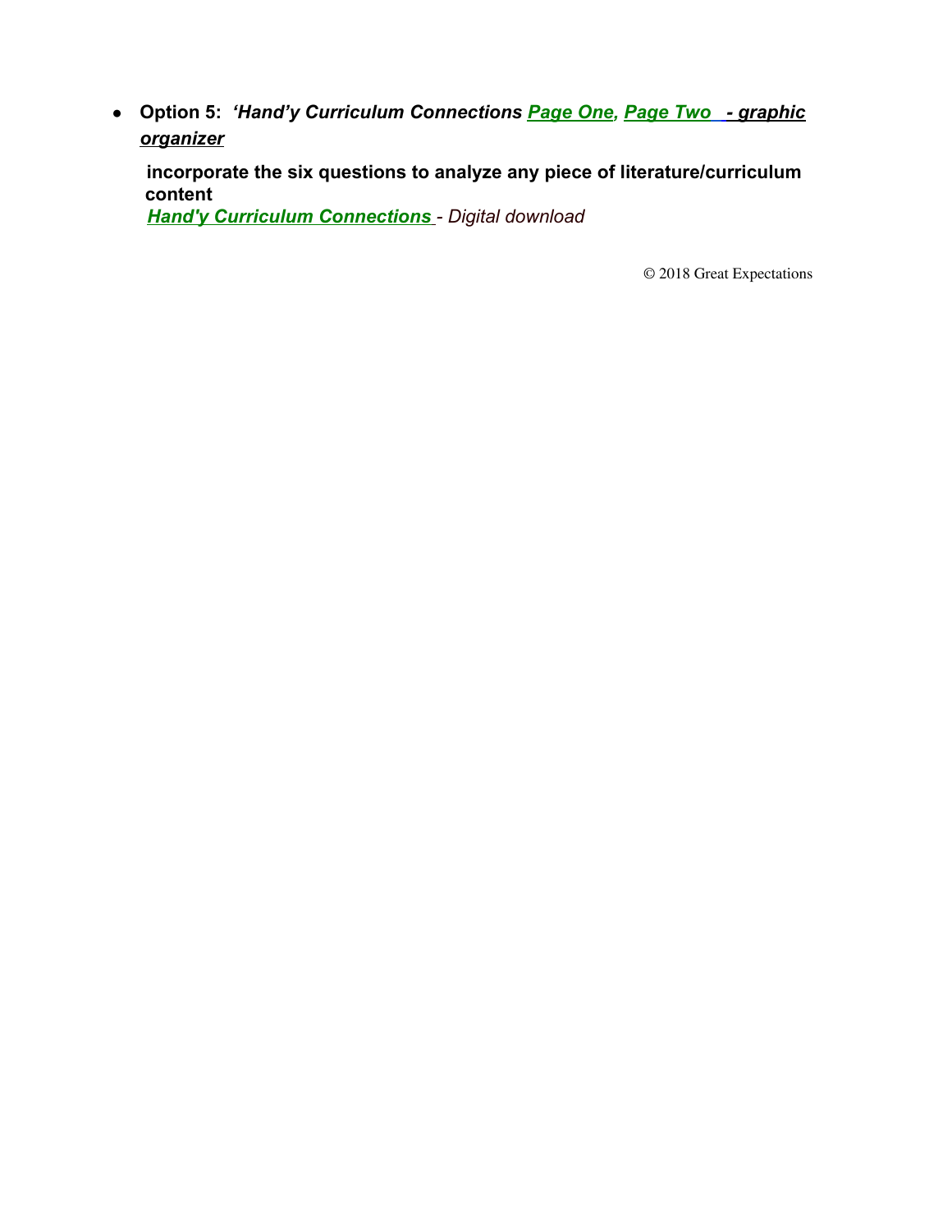- **Option 5:** ***'Hand'y Curriculum Connections Page One, Page Two - graphic organizer***

  **incorporate the six questions to analyze any piece of literature/curriculum content**

  ***Hand'y Curriculum Connections*** - *Digital download*

© 2018 Great Expectations